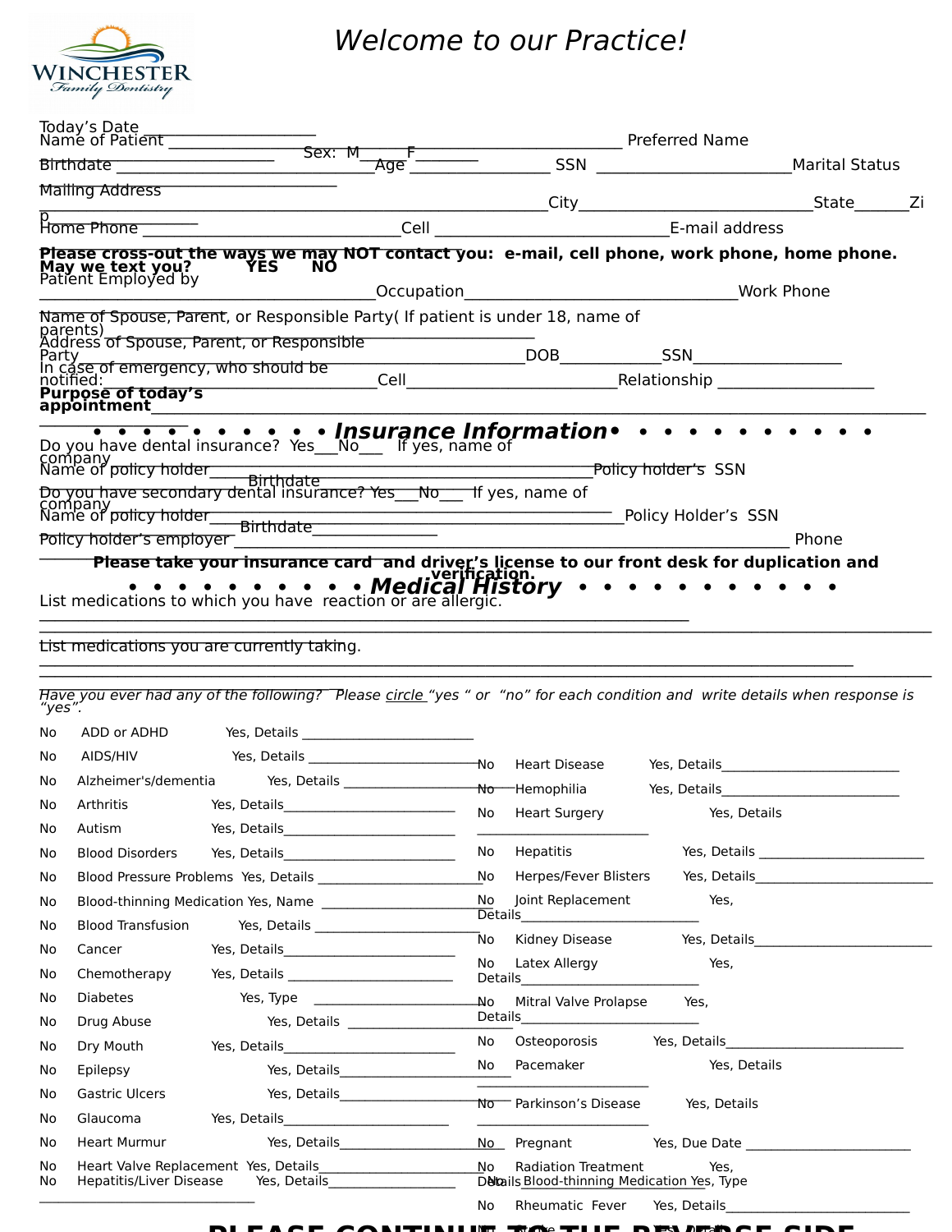Winchester Family Dentistry

# *Welcome to our Practice!*

Today's Date ____________________

Name of Patient ______________________________________________ Preferred Name ____________________ Sex: M_____ F________

Birthdate _____________________________ Age ________________ SSN ______________________ Marital Status ______________________________

Mailing Address ________________________________________________ City__________________________ State______ Zip ________

Home Phone ____________________________ Cell __________________________ E-mail address ________________________________

**Please cross-out the ways we may NOT contact you: e-mail, cell phone, work phone, home phone.**

**May we text you? YES NO**

Patient Employed by ______________________________________ Occupation ______________________________ Work Phone

Name of Spouse, Parent, or Responsible Party( If patient is under 18, name of parents) ______________________________________________

Address of Spouse, Parent, or Responsible Party ______________________________________________ DOB___________ SSN_________________

In case of emergency, who should be notified: ______________________________ Cell________________________ Relationship __________________

**Purpose of today's appointment** __________________________________________________________________________________________

## *Insurance Information*

Do you have dental insurance? Yes___No___ If yes, name of company __________________________________________________

Name of policy holder ______________________________________________ Policy holder's SSN ____________ Birthdate ____________

Do you have secondary dental insurance? Yes___No___ If yes, name of company __________________________________________________

Name of policy holder ______________________________________________ Policy Holder's SSN ____________ Birthdate ______________

Policy holder's employer ______________________________________________________________________ Phone ______________

**Please take your insurance card and driver's license to our front desk for duplication and verification.**

## *Medical History*

List medications to which you have reaction or are allergic.

__________________________________________________________________________________

__________________________________________________________________________________

List medications you are currently taking.

__________________________________________________________________________________

__________________________________________________________________________________

*Have you ever had any of the following? Please <u>circle</u> "yes " or "no" for each condition and write details when response is "yes".*

No ADD or ADHD Yes, Details ________________________

No AIDS/HIV Yes, Details ________________________

No Alzheimer's/dementia Yes, Details ________________________

No Arthritis Yes, Details________________________

No Autism Yes, Details________________________

No Blood Disorders Yes, Details________________________

No Blood Pressure Problems Yes, Details ________________________

No Blood-thinning Medication Yes, Name ________________________

No Blood Transfusion Yes, Details ________________________

No Cancer Yes, Details________________________

No Chemotherapy Yes, Details ________________________

No Diabetes Yes, Type ________________________

No Drug Abuse Yes, Details ________________________

No Dry Mouth Yes, Details________________________

No Epilepsy Yes, Details________________________

No Gastric Ulcers Yes, Details________________________

No Glaucoma Yes, Details________________________

No Heart Murmur Yes, Details________________________

No Heart Valve Replacement Yes, Details________________________

No Hepatitis/Liver Disease Yes, Details________________________

No Heart Disease Yes, Details________________________

No Hemophilia Yes, Details________________________

No Heart Surgery Yes, Details ________________________

No Hepatitis Yes, Details ________________________

No Herpes/Fever Blisters Yes, Details________________________

No Joint Replacement Yes, Details________________________

No Kidney Disease Yes, Details________________________

No Latex Allergy Yes, Details________________________

No Mitral Valve Prolapse Yes, Details________________________

No Osteoporosis Yes, Details________________________

No Pacemaker Yes, Details ________________________

No Parkinson's Disease Yes, Details ________________________

No Pregnant Yes, Due Date ________________________

No Radiation Treatment Yes, Details ________________________

No Blood-thinning Medication Yes, Type

No Rheumatic Fever Yes, Details________________________

**PLEASE CONTINUE TO THE REVERSE SIDE**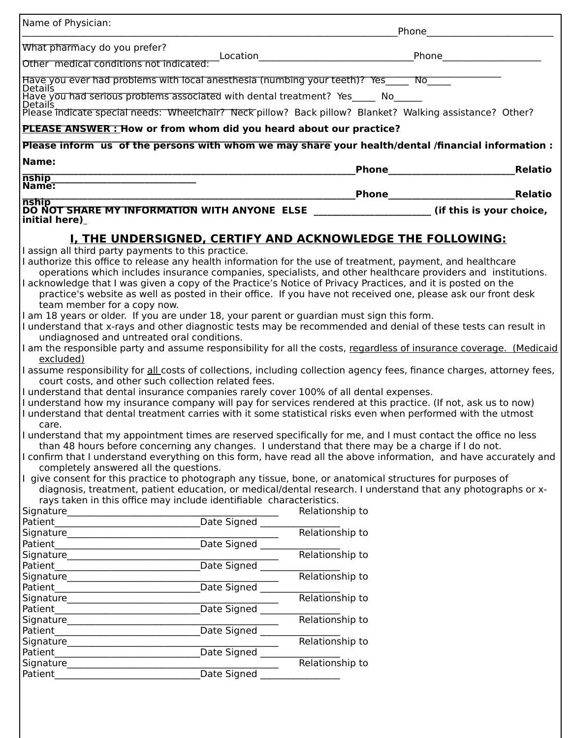Name of Physician: ______________________________________________________________________Phone_________________________

What pharmacy do you prefer? ____________________________Location______________________________Phone____________________

Other medical conditions not indicated: _________________________________________________________________________

Have you ever had problems with local anesthesia (numbing your teeth)? Yes_____ No_____

Details_______________________________________

Have you had serious problems associated with dental treatment? Yes_____ No______

Details_______________________________________

Please indicate special needs: Wheelchair? Neck pillow? Back pillow? Blanket? Walking assistance? Other? ____________

**PLEASE ANSWER : How or from whom did you heard about our practice? _______________________________________________**

**Please inform us of the persons with whom we may share your health/dental /financial information :**

**Name: ______________________________________________________________Phone________________________Relationship_____________________________**

**Name: ______________________________________________________________Phone________________________Relationship_____________________________**

**DO NOT SHARE MY INFORMATION WITH ANYONE ELSE _______________________ (if this is your choice, initial here)**

## I, THE UNDERSIGNED, CERTIFY AND ACKNOWLEDGE THE FOLLOWING:

I assign all third party payments to this practice.

I authorize this office to release any health information for the use of treatment, payment, and healthcare operations which includes insurance companies, specialists, and other healthcare providers and institutions.

I acknowledge that I was given a copy of the Practice's Notice of Privacy Practices, and it is posted on the practice's website as well as posted in their office. If you have not received one, please ask our front desk team member for a copy now.

I am 18 years or older. If you are under 18, your parent or guardian must sign this form.

I understand that x-rays and other diagnostic tests may be recommended and denial of these tests can result in undiagnosed and untreated oral conditions.

I am the responsible party and assume responsibility for all the costs, regardless of insurance coverage. (Medicaid excluded)

I assume responsibility for all costs of collections, including collection agency fees, finance charges, attorney fees, court costs, and other such collection related fees.

I understand that dental insurance companies rarely cover 100% of all dental expenses.

I understand how my insurance company will pay for services rendered at this practice. (If not, ask us to now)

I understand that dental treatment carries with it some statistical risks even when performed with the utmost care.

I understand that my appointment times are reserved specifically for me, and I must contact the office no less than 48 hours before concerning any changes. I understand that there may be a charge if I do not.

I confirm that I understand everything on this form, have read all the above information, and have accurately and completely answered all the questions.

I give consent for this practice to photograph any tissue, bone, or anatomical structures for purposes of diagnosis, treatment, patient education, or medical/dental research. I understand that any photographs or x-rays taken in this office may include identifiable characteristics.

Signature_________________________________________ Relationship to Patient____________________________Date Signed ________________

Signature_________________________________________ Relationship to Patient____________________________Date Signed ________________

Signature_________________________________________ Relationship to Patient____________________________Date Signed ________________

Signature_________________________________________ Relationship to Patient____________________________Date Signed ________________

Signature_________________________________________ Relationship to Patient____________________________Date Signed ________________

Signature_________________________________________ Relationship to Patient____________________________Date Signed ________________

Signature_________________________________________ Relationship to Patient____________________________Date Signed ________________

Signature_________________________________________ Relationship to Patient____________________________Date Signed ________________